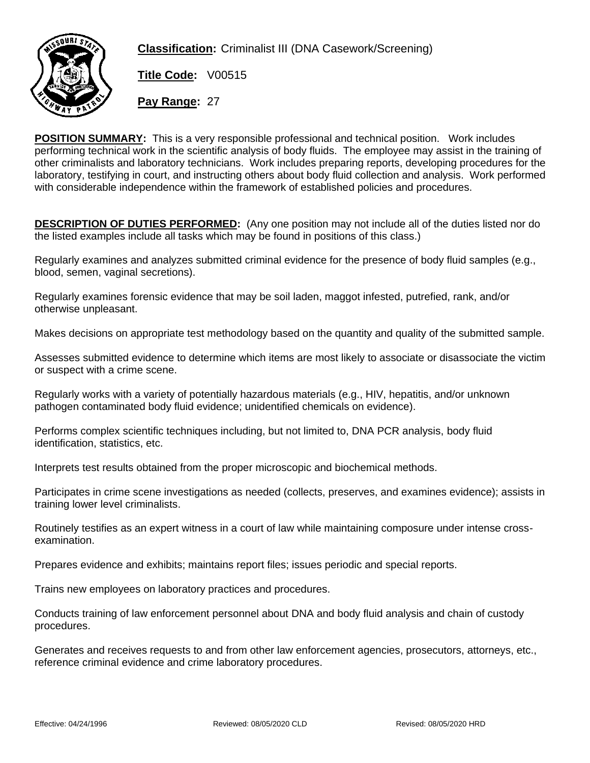**Classification:** Criminalist III (DNA Casework/Screening)

**Title Code:** V00515

**Pay Range:** 27

**POSITION SUMMARY:** This is a very responsible professional and technical position. Work includes performing technical work in the scientific analysis of body fluids. The employee may assist in the training of other criminalists and laboratory technicians. Work includes preparing reports, developing procedures for the laboratory, testifying in court, and instructing others about body fluid collection and analysis. Work performed with considerable independence within the framework of established policies and procedures.

**DESCRIPTION OF DUTIES PERFORMED:** (Any one position may not include all of the duties listed nor do the listed examples include all tasks which may be found in positions of this class.)

Regularly examines and analyzes submitted criminal evidence for the presence of body fluid samples (e.g., blood, semen, vaginal secretions).

Regularly examines forensic evidence that may be soil laden, maggot infested, putrefied, rank, and/or otherwise unpleasant.

Makes decisions on appropriate test methodology based on the quantity and quality of the submitted sample.

Assesses submitted evidence to determine which items are most likely to associate or disassociate the victim or suspect with a crime scene.

Regularly works with a variety of potentially hazardous materials (e.g., HIV, hepatitis, and/or unknown pathogen contaminated body fluid evidence; unidentified chemicals on evidence).

Performs complex scientific techniques including, but not limited to, DNA PCR analysis, body fluid identification, statistics, etc.

Interprets test results obtained from the proper microscopic and biochemical methods.

Participates in crime scene investigations as needed (collects, preserves, and examines evidence); assists in training lower level criminalists.

Routinely testifies as an expert witness in a court of law while maintaining composure under intense cross-examination.

Prepares evidence and exhibits; maintains report files; issues periodic and special reports.

Trains new employees on laboratory practices and procedures.

Conducts training of law enforcement personnel about DNA and body fluid analysis and chain of custody procedures.

Generates and receives requests to and from other law enforcement agencies, prosecutors, attorneys, etc., reference criminal evidence and crime laboratory procedures.

Effective: 04/24/1996 Reviewed: 08/05/2020 CLD Revised: 08/05/2020 HRD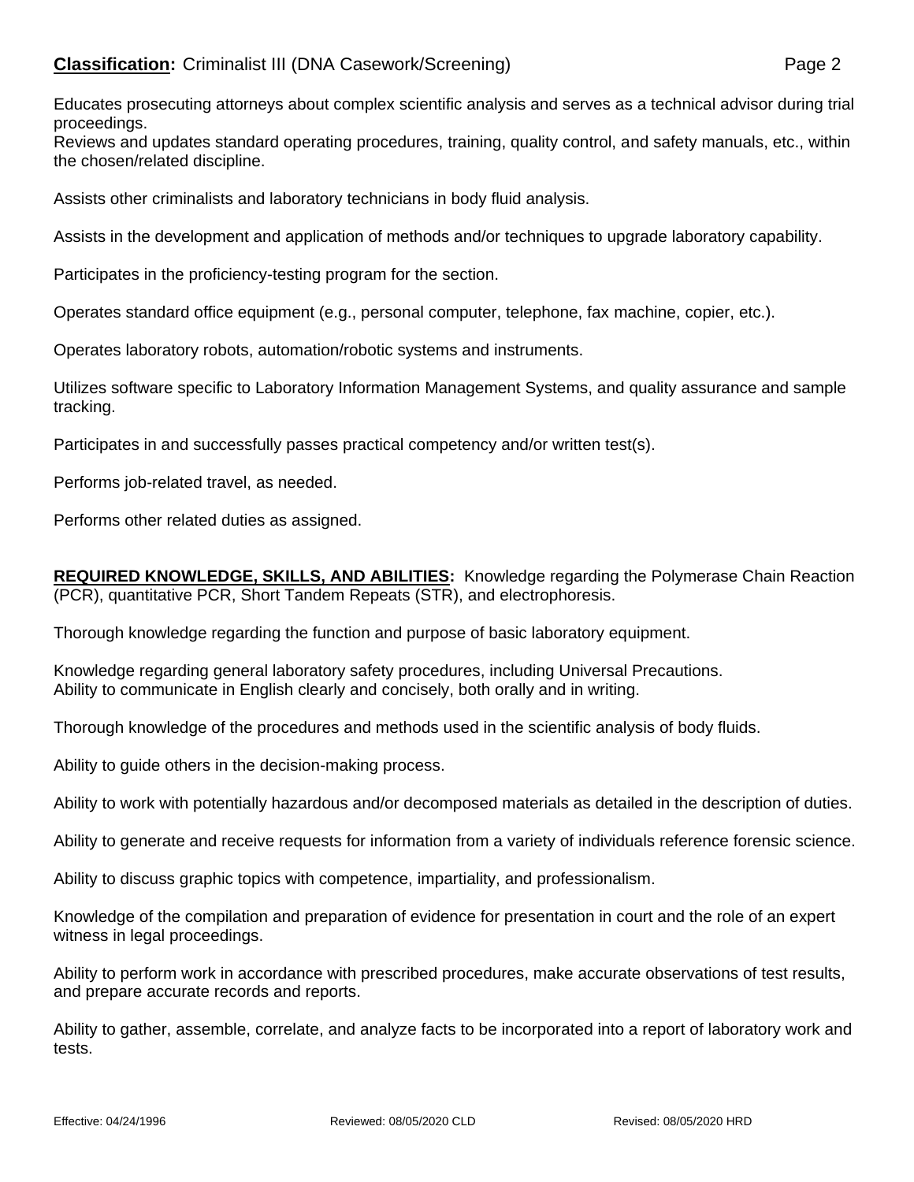Educates prosecuting attorneys about complex scientific analysis and serves as a technical advisor during trial proceedings.
Reviews and updates standard operating procedures, training, quality control, and safety manuals, etc., within the chosen/related discipline.

Assists other criminalists and laboratory technicians in body fluid analysis.

Assists in the development and application of methods and/or techniques to upgrade laboratory capability.

Participates in the proficiency-testing program for the section.

Operates standard office equipment (e.g., personal computer, telephone, fax machine, copier, etc.).

Operates laboratory robots, automation/robotic systems and instruments.

Utilizes software specific to Laboratory Information Management Systems, and quality assurance and sample tracking.

Participates in and successfully passes practical competency and/or written test(s).

Performs job-related travel, as needed.

Performs other related duties as assigned.

**REQUIRED KNOWLEDGE, SKILLS, AND ABILITIES:** Knowledge regarding the Polymerase Chain Reaction (PCR), quantitative PCR, Short Tandem Repeats (STR), and electrophoresis.

Thorough knowledge regarding the function and purpose of basic laboratory equipment.

Knowledge regarding general laboratory safety procedures, including Universal Precautions.
Ability to communicate in English clearly and concisely, both orally and in writing.

Thorough knowledge of the procedures and methods used in the scientific analysis of body fluids.

Ability to guide others in the decision-making process.

Ability to work with potentially hazardous and/or decomposed materials as detailed in the description of duties.

Ability to generate and receive requests for information from a variety of individuals reference forensic science.

Ability to discuss graphic topics with competence, impartiality, and professionalism.

Knowledge of the compilation and preparation of evidence for presentation in court and the role of an expert witness in legal proceedings.

Ability to perform work in accordance with prescribed procedures, make accurate observations of test results, and prepare accurate records and reports.

Ability to gather, assemble, correlate, and analyze facts to be incorporated into a report of laboratory work and tests.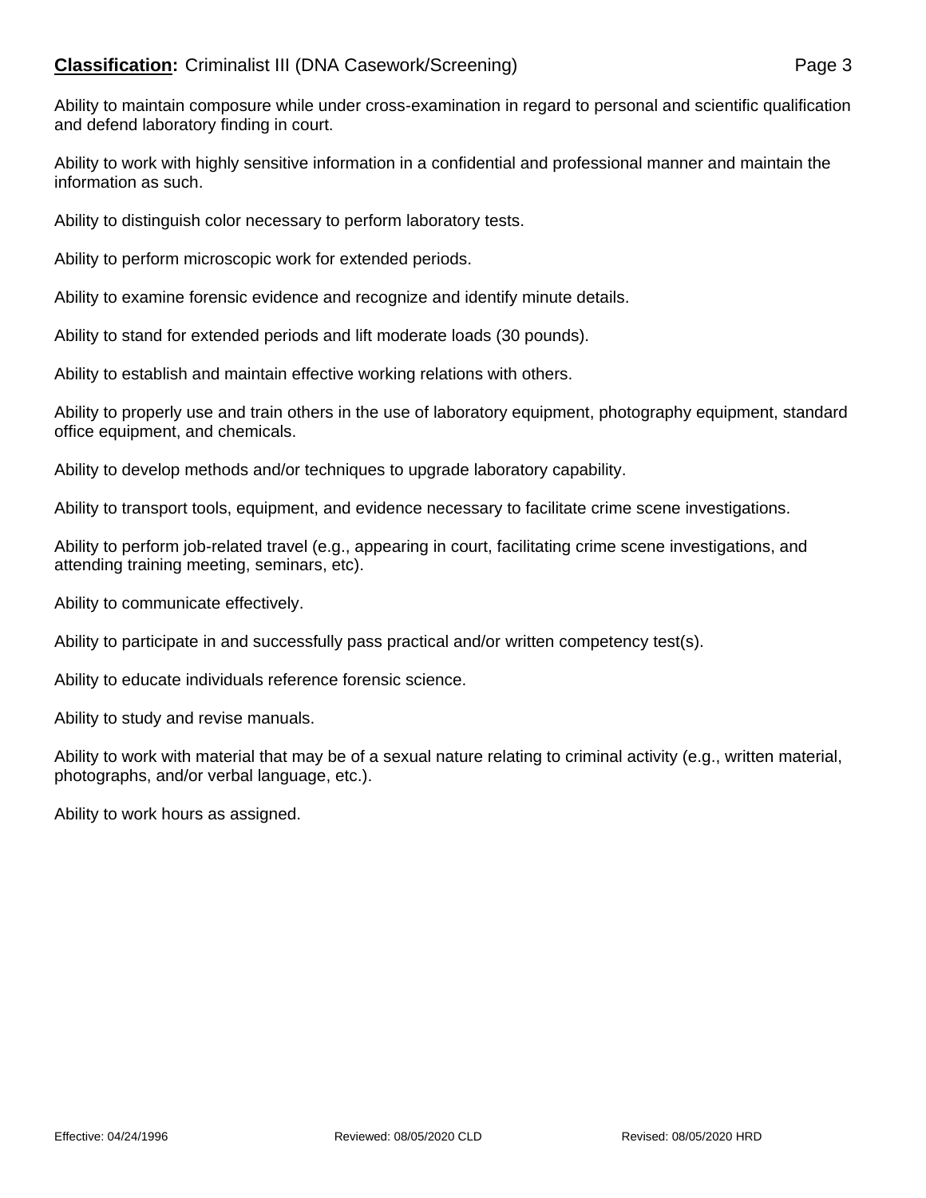Ability to maintain composure while under cross-examination in regard to personal and scientific qualification and defend laboratory finding in court.

Ability to work with highly sensitive information in a confidential and professional manner and maintain the information as such.

Ability to distinguish color necessary to perform laboratory tests.

Ability to perform microscopic work for extended periods.

Ability to examine forensic evidence and recognize and identify minute details.

Ability to stand for extended periods and lift moderate loads (30 pounds).

Ability to establish and maintain effective working relations with others.

Ability to properly use and train others in the use of laboratory equipment, photography equipment, standard office equipment, and chemicals.

Ability to develop methods and/or techniques to upgrade laboratory capability.

Ability to transport tools, equipment, and evidence necessary to facilitate crime scene investigations.

Ability to perform job-related travel (e.g., appearing in court, facilitating crime scene investigations, and attending training meeting, seminars, etc).

Ability to communicate effectively.

Ability to participate in and successfully pass practical and/or written competency test(s).

Ability to educate individuals reference forensic science.

Ability to study and revise manuals.

Ability to work with material that may be of a sexual nature relating to criminal activity (e.g., written material, photographs, and/or verbal language, etc.).

Ability to work hours as assigned.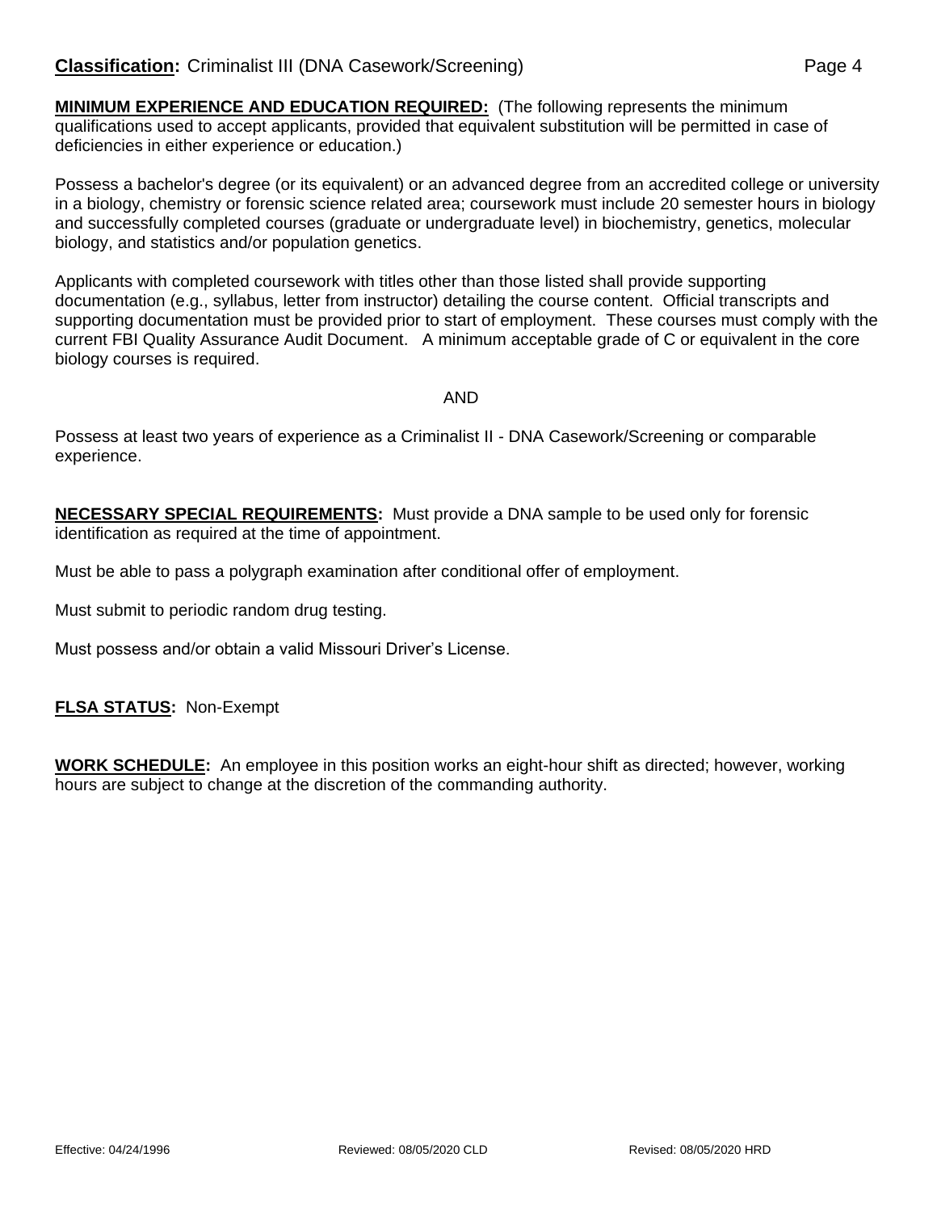**MINIMUM EXPERIENCE AND EDUCATION REQUIRED:** (The following represents the minimum qualifications used to accept applicants, provided that equivalent substitution will be permitted in case of deficiencies in either experience or education.)

Possess a bachelor's degree (or its equivalent) or an advanced degree from an accredited college or university in a biology, chemistry or forensic science related area; coursework must include 20 semester hours in biology and successfully completed courses (graduate or undergraduate level) in biochemistry, genetics, molecular biology, and statistics and/or population genetics.

Applicants with completed coursework with titles other than those listed shall provide supporting documentation (e.g., syllabus, letter from instructor) detailing the course content. Official transcripts and supporting documentation must be provided prior to start of employment. These courses must comply with the current FBI Quality Assurance Audit Document. A minimum acceptable grade of C or equivalent in the core biology courses is required.

AND

Possess at least two years of experience as a Criminalist II - DNA Casework/Screening or comparable experience.

**NECESSARY SPECIAL REQUIREMENTS:** Must provide a DNA sample to be used only for forensic identification as required at the time of appointment.

Must be able to pass a polygraph examination after conditional offer of employment.

Must submit to periodic random drug testing.

Must possess and/or obtain a valid Missouri Driver's License.

**FLSA STATUS:** Non-Exempt

**WORK SCHEDULE:** An employee in this position works an eight-hour shift as directed; however, working hours are subject to change at the discretion of the commanding authority.